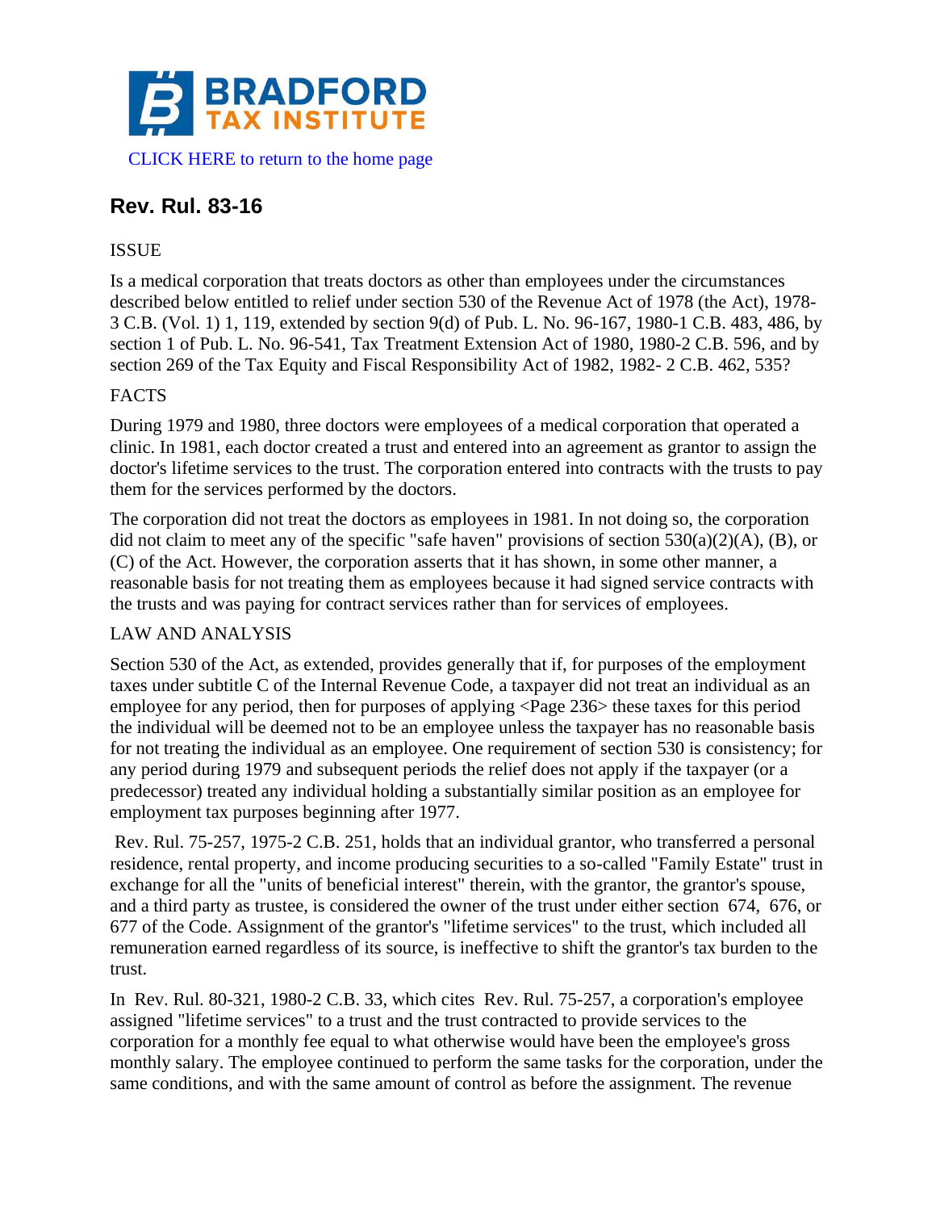# BRADFORD TAX INSTITUTE

CLICK HERE to return to the home page

## Rev. Rul. 83-16

ISSUE

Is a medical corporation that treats doctors as other than employees under the circumstances described below entitled to relief under section 530 of the Revenue Act of 1978 (the Act), 1978-3 C.B. (Vol. 1) 1, 119, extended by section 9(d) of Pub. L. No. 96-167, 1980-1 C.B. 483, 486, by section 1 of Pub. L. No. 96-541, Tax Treatment Extension Act of 1980, 1980-2 C.B. 596, and by section 269 of the Tax Equity and Fiscal Responsibility Act of 1982, 1982- 2 C.B. 462, 535?

FACTS

During 1979 and 1980, three doctors were employees of a medical corporation that operated a clinic. In 1981, each doctor created a trust and entered into an agreement as grantor to assign the doctor's lifetime services to the trust. The corporation entered into contracts with the trusts to pay them for the services performed by the doctors.

The corporation did not treat the doctors as employees in 1981. In not doing so, the corporation did not claim to meet any of the specific "safe haven" provisions of section 530(a)(2)(A), (B), or (C) of the Act. However, the corporation asserts that it has shown, in some other manner, a reasonable basis for not treating them as employees because it had signed service contracts with the trusts and was paying for contract services rather than for services of employees.

LAW AND ANALYSIS

Section 530 of the Act, as extended, provides generally that if, for purposes of the employment taxes under subtitle C of the Internal Revenue Code, a taxpayer did not treat an individual as an employee for any period, then for purposes of applying <Page 236> these taxes for this period the individual will be deemed not to be an employee unless the taxpayer has no reasonable basis for not treating the individual as an employee. One requirement of section 530 is consistency; for any period during 1979 and subsequent periods the relief does not apply if the taxpayer (or a predecessor) treated any individual holding a substantially similar position as an employee for employment tax purposes beginning after 1977.

Rev. Rul. 75-257, 1975-2 C.B. 251, holds that an individual grantor, who transferred a personal residence, rental property, and income producing securities to a so-called "Family Estate" trust in exchange for all the "units of beneficial interest" therein, with the grantor, the grantor's spouse, and a third party as trustee, is considered the owner of the trust under either section 674, 676, or 677 of the Code. Assignment of the grantor's "lifetime services" to the trust, which included all remuneration earned regardless of its source, is ineffective to shift the grantor's tax burden to the trust.

In Rev. Rul. 80-321, 1980-2 C.B. 33, which cites Rev. Rul. 75-257, a corporation's employee assigned "lifetime services" to a trust and the trust contracted to provide services to the corporation for a monthly fee equal to what otherwise would have been the employee's gross monthly salary. The employee continued to perform the same tasks for the corporation, under the same conditions, and with the same amount of control as before the assignment. The revenue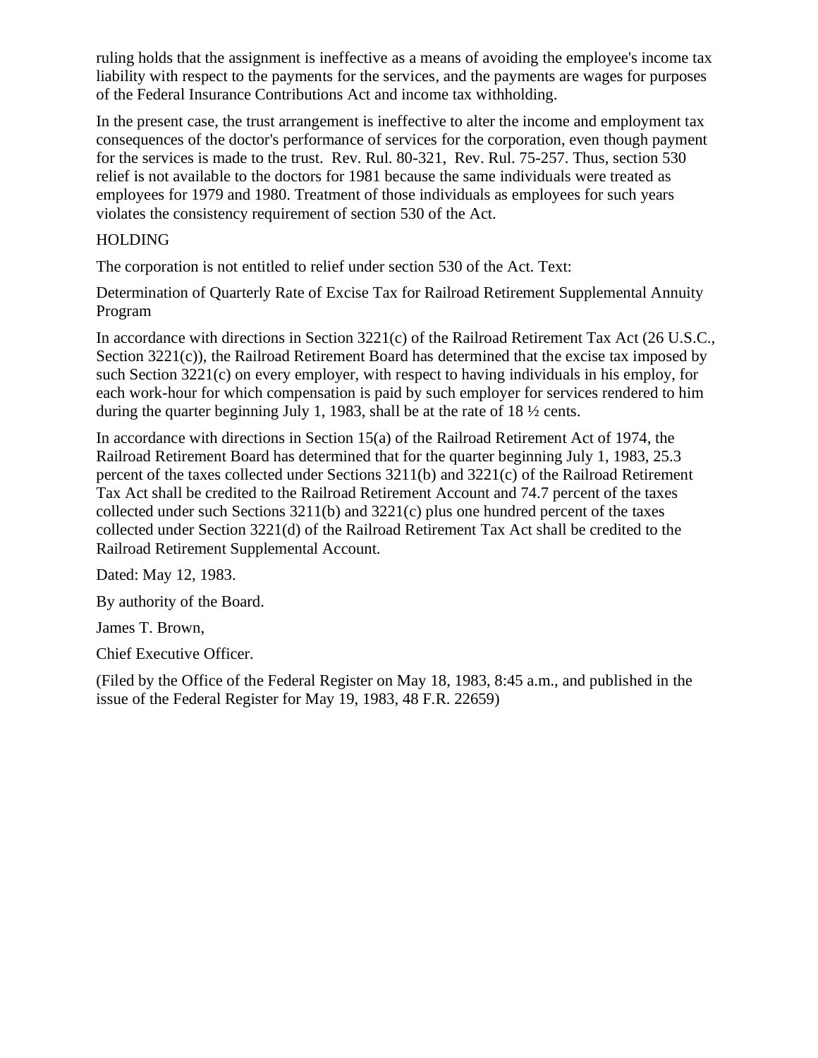ruling holds that the assignment is ineffective as a means of avoiding the employee's income tax liability with respect to the payments for the services, and the payments are wages for purposes of the Federal Insurance Contributions Act and income tax withholding.

In the present case, the trust arrangement is ineffective to alter the income and employment tax consequences of the doctor's performance of services for the corporation, even though payment for the services is made to the trust. Rev. Rul. 80-321, Rev. Rul. 75-257. Thus, section 530 relief is not available to the doctors for 1981 because the same individuals were treated as employees for 1979 and 1980. Treatment of those individuals as employees for such years violates the consistency requirement of section 530 of the Act.

HOLDING

The corporation is not entitled to relief under section 530 of the Act. Text:

Determination of Quarterly Rate of Excise Tax for Railroad Retirement Supplemental Annuity Program

In accordance with directions in Section 3221(c) of the Railroad Retirement Tax Act (26 U.S.C., Section 3221(c)), the Railroad Retirement Board has determined that the excise tax imposed by such Section 3221(c) on every employer, with respect to having individuals in his employ, for each work-hour for which compensation is paid by such employer for services rendered to him during the quarter beginning July 1, 1983, shall be at the rate of 18 ½ cents.

In accordance with directions in Section 15(a) of the Railroad Retirement Act of 1974, the Railroad Retirement Board has determined that for the quarter beginning July 1, 1983, 25.3 percent of the taxes collected under Sections 3211(b) and 3221(c) of the Railroad Retirement Tax Act shall be credited to the Railroad Retirement Account and 74.7 percent of the taxes collected under such Sections 3211(b) and 3221(c) plus one hundred percent of the taxes collected under Section 3221(d) of the Railroad Retirement Tax Act shall be credited to the Railroad Retirement Supplemental Account.

Dated: May 12, 1983.

By authority of the Board.

James T. Brown,

Chief Executive Officer.

(Filed by the Office of the Federal Register on May 18, 1983, 8:45 a.m., and published in the issue of the Federal Register for May 19, 1983, 48 F.R. 22659)